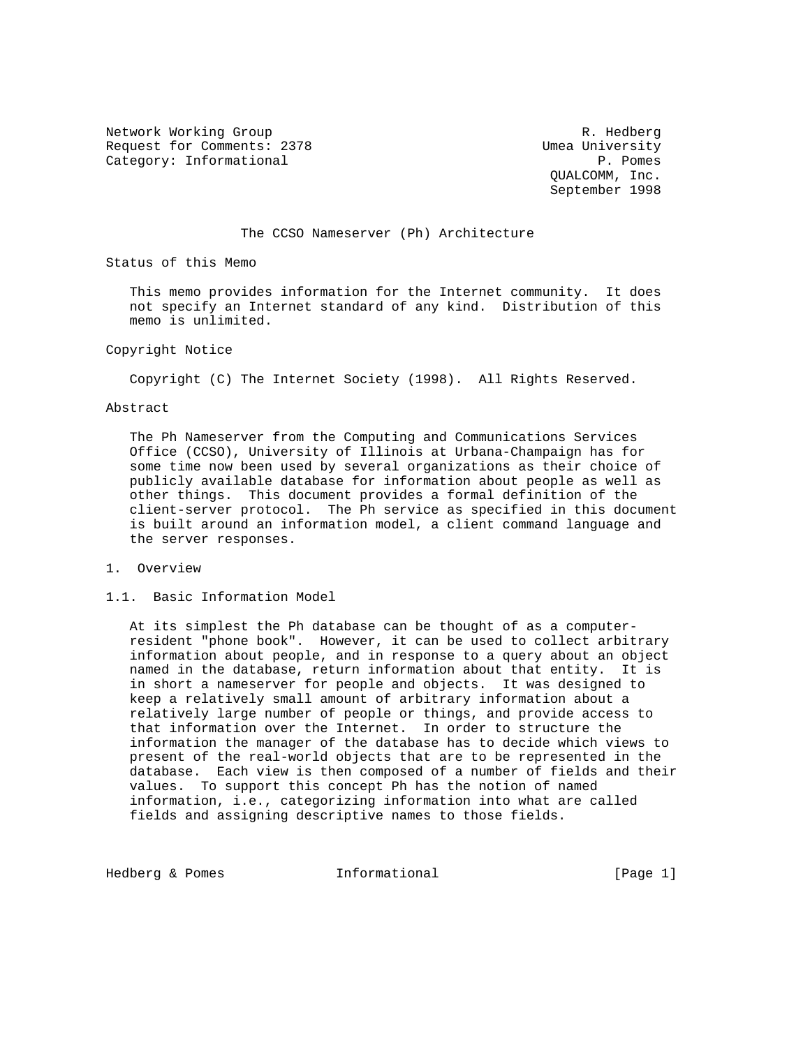Network Working Group R. Hedberg
Request for Comments: 2378 Umea University
Category: Informational P. Pomes
QUALCOMM, Inc.
September 1998

# The CCSO Nameserver (Ph) Architecture

## Status of this Memo

This memo provides information for the Internet community. It does not specify an Internet standard of any kind. Distribution of this memo is unlimited.

## Copyright Notice

Copyright (C) The Internet Society (1998). All Rights Reserved.

## Abstract

The Ph Nameserver from the Computing and Communications Services Office (CCSO), University of Illinois at Urbana-Champaign has for some time now been used by several organizations as their choice of publicly available database for information about people as well as other things. This document provides a formal definition of the client-server protocol. The Ph service as specified in this document is built around an information model, a client command language and the server responses.

## 1. Overview

### 1.1. Basic Information Model

At its simplest the Ph database can be thought of as a computer-resident "phone book". However, it can be used to collect arbitrary information about people, and in response to a query about an object named in the database, return information about that entity. It is in short a nameserver for people and objects. It was designed to keep a relatively small amount of arbitrary information about a relatively large number of people or things, and provide access to that information over the Internet. In order to structure the information the manager of the database has to decide which views to present of the real-world objects that are to be represented in the database. Each view is then composed of a number of fields and their values. To support this concept Ph has the notion of named information, i.e., categorizing information into what are called fields and assigning descriptive names to those fields.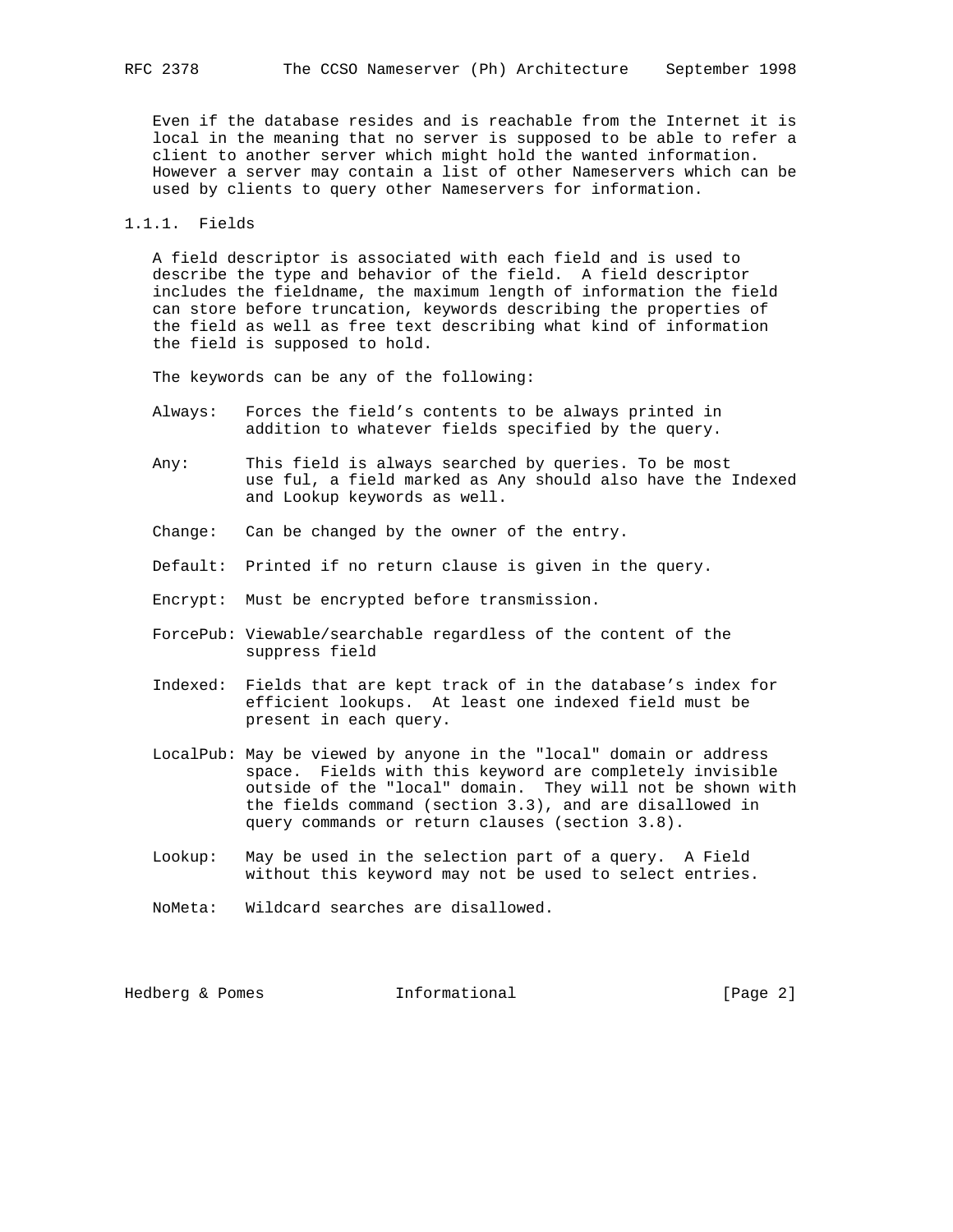Even if the database resides and is reachable from the Internet it is local in the meaning that no server is supposed to be able to refer a client to another server which might hold the wanted information. However a server may contain a list of other Nameservers which can be used by clients to query other Nameservers for information.

### 1.1.1. Fields

A field descriptor is associated with each field and is used to describe the type and behavior of the field. A field descriptor includes the fieldname, the maximum length of information the field can store before truncation, keywords describing the properties of the field as well as free text describing what kind of information the field is supposed to hold.

The keywords can be any of the following:

- Always: Forces the field's contents to be always printed in addition to whatever fields specified by the query.
- Any: This field is always searched by queries. To be most use ful, a field marked as Any should also have the Indexed and Lookup keywords as well.
- Change: Can be changed by the owner of the entry.
- Default: Printed if no return clause is given in the query.
- Encrypt: Must be encrypted before transmission.
- ForcePub: Viewable/searchable regardless of the content of the suppress field
- Indexed: Fields that are kept track of in the database's index for efficient lookups. At least one indexed field must be present in each query.
- LocalPub: May be viewed by anyone in the "local" domain or address space. Fields with this keyword are completely invisible outside of the "local" domain. They will not be shown with the fields command (section 3.3), and are disallowed in query commands or return clauses (section 3.8).
- Lookup: May be used in the selection part of a query. A Field without this keyword may not be used to select entries.
- NoMeta: Wildcard searches are disallowed.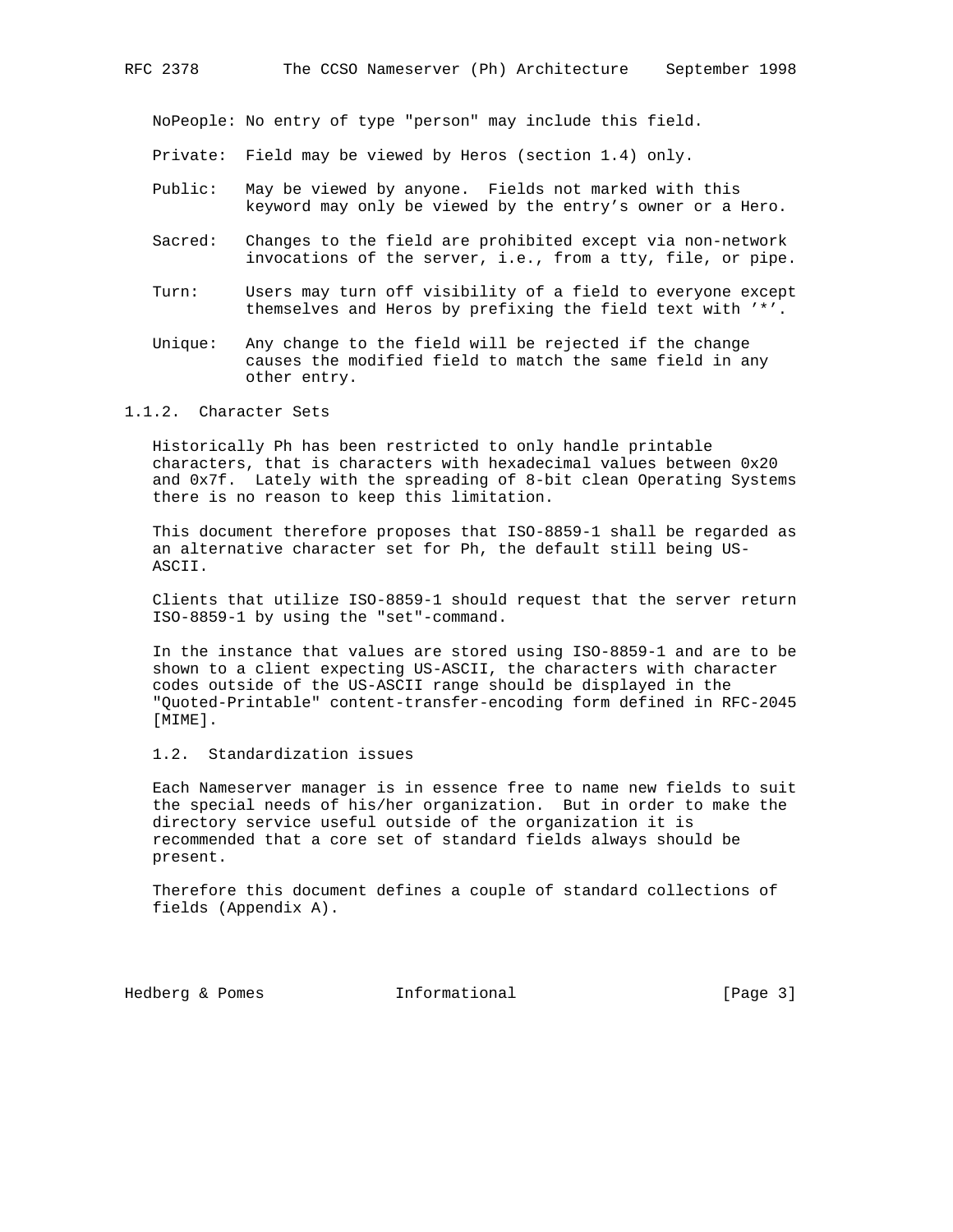NoPeople: No entry of type "person" may include this field.

Private: Field may be viewed by Heros (section 1.4) only.

Public: May be viewed by anyone. Fields not marked with this keyword may only be viewed by the entry's owner or a Hero.

Sacred: Changes to the field are prohibited except via non-network invocations of the server, i.e., from a tty, file, or pipe.

Turn: Users may turn off visibility of a field to everyone except themselves and Heros by prefixing the field text with '*'.

Unique: Any change to the field will be rejected if the change causes the modified field to match the same field in any other entry.

### 1.1.2. Character Sets

Historically Ph has been restricted to only handle printable characters, that is characters with hexadecimal values between 0x20 and 0x7f. Lately with the spreading of 8-bit clean Operating Systems there is no reason to keep this limitation.

This document therefore proposes that ISO-8859-1 shall be regarded as an alternative character set for Ph, the default still being US-ASCII.

Clients that utilize ISO-8859-1 should request that the server return ISO-8859-1 by using the "set"-command.

In the instance that values are stored using ISO-8859-1 and are to be shown to a client expecting US-ASCII, the characters with character codes outside of the US-ASCII range should be displayed in the "Quoted-Printable" content-transfer-encoding form defined in RFC-2045 [MIME].

## 1.2. Standardization issues

Each Nameserver manager is in essence free to name new fields to suit the special needs of his/her organization. But in order to make the directory service useful outside of the organization it is recommended that a core set of standard fields always should be present.

Therefore this document defines a couple of standard collections of fields (Appendix A).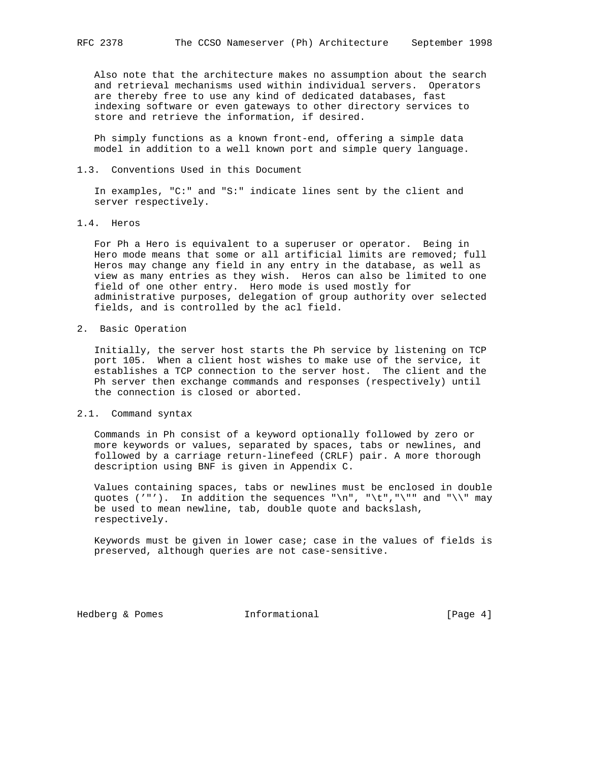Also note that the architecture makes no assumption about the search and retrieval mechanisms used within individual servers. Operators are thereby free to use any kind of dedicated databases, fast indexing software or even gateways to other directory services to store and retrieve the information, if desired.

Ph simply functions as a known front-end, offering a simple data model in addition to a well known port and simple query language.

### 1.3. Conventions Used in this Document

In examples, "C:" and "S:" indicate lines sent by the client and server respectively.

### 1.4. Heros

For Ph a Hero is equivalent to a superuser or operator. Being in Hero mode means that some or all artificial limits are removed; full Heros may change any field in any entry in the database, as well as view as many entries as they wish. Heros can also be limited to one field of one other entry. Hero mode is used mostly for administrative purposes, delegation of group authority over selected fields, and is controlled by the acl field.

## 2. Basic Operation

Initially, the server host starts the Ph service by listening on TCP port 105. When a client host wishes to make use of the service, it establishes a TCP connection to the server host. The client and the Ph server then exchange commands and responses (respectively) until the connection is closed or aborted.

### 2.1. Command syntax

Commands in Ph consist of a keyword optionally followed by zero or more keywords or values, separated by spaces, tabs or newlines, and followed by a carriage return-linefeed (CRLF) pair. A more thorough description using BNF is given in Appendix C.

Values containing spaces, tabs or newlines must be enclosed in double quotes ('"'). In addition the sequences "\n", "\t","\"" and "\\" may be used to mean newline, tab, double quote and backslash, respectively.

Keywords must be given in lower case; case in the values of fields is preserved, although queries are not case-sensitive.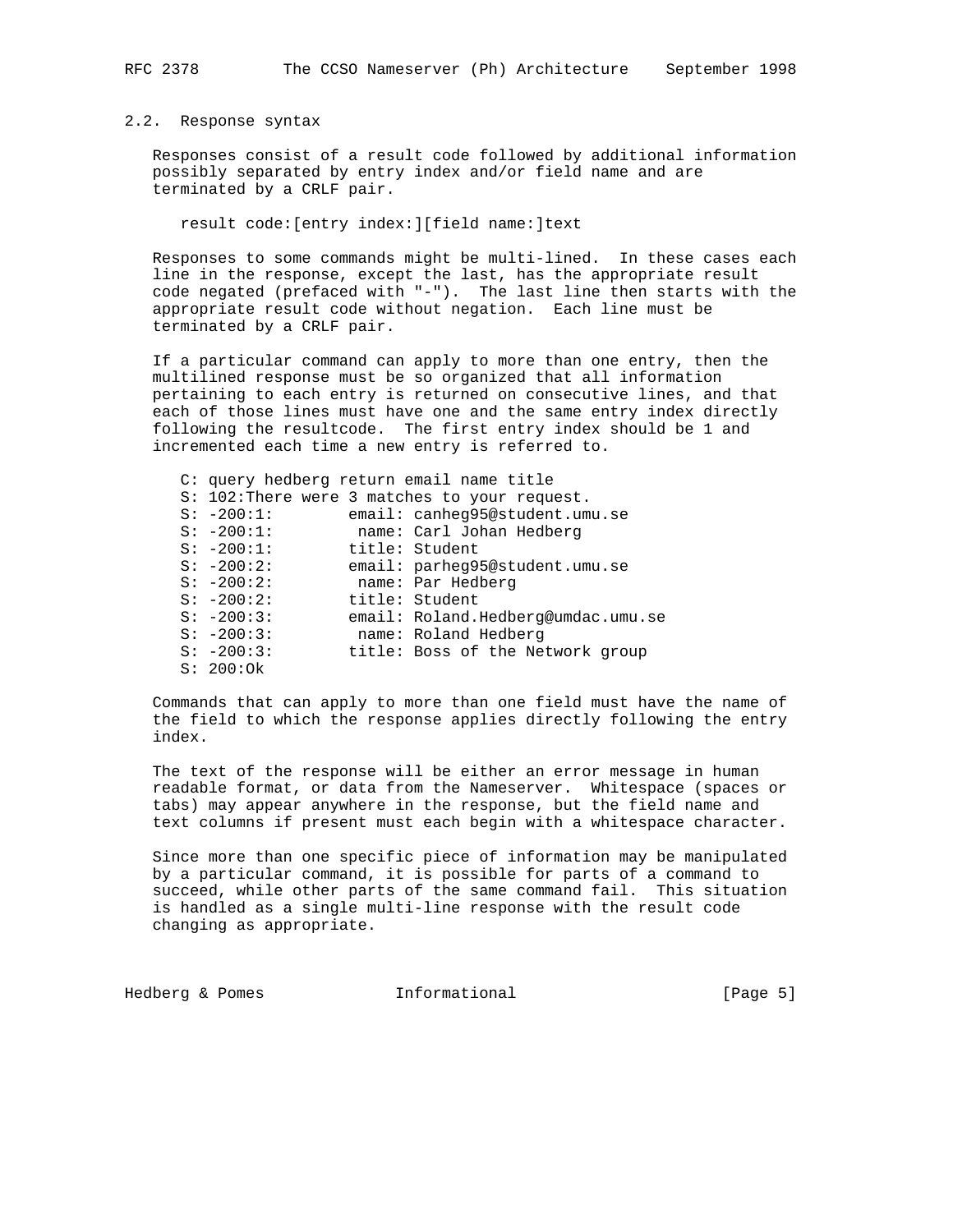## 2.2. Response syntax

Responses consist of a result code followed by additional information possibly separated by entry index and/or field name and are terminated by a CRLF pair.

```
result code:[entry index:][field name:]text
```

Responses to some commands might be multi-lined. In these cases each line in the response, except the last, has the appropriate result code negated (prefaced with "-"). The last line then starts with the appropriate result code without negation. Each line must be terminated by a CRLF pair.

If a particular command can apply to more than one entry, then the multilined response must be so organized that all information pertaining to each entry is returned on consecutive lines, and that each of those lines must have one and the same entry index directly following the resultcode. The first entry index should be 1 and incremented each time a new entry is referred to.

```
C: query hedberg return email name title
S: 102:There were 3 matches to your request.
S: -200:1:        email: canheg95@student.umu.se
S: -200:1:         name: Carl Johan Hedberg
S: -200:1:        title: Student
S: -200:2:        email: parheg95@student.umu.se
S: -200:2:         name: Par Hedberg
S: -200:2:        title: Student
S: -200:3:        email: Roland.Hedberg@umdac.umu.se
S: -200:3:         name: Roland Hedberg
S: -200:3:        title: Boss of the Network group
S: 200:Ok
```

Commands that can apply to more than one field must have the name of the field to which the response applies directly following the entry index.

The text of the response will be either an error message in human readable format, or data from the Nameserver. Whitespace (spaces or tabs) may appear anywhere in the response, but the field name and text columns if present must each begin with a whitespace character.

Since more than one specific piece of information may be manipulated by a particular command, it is possible for parts of a command to succeed, while other parts of the same command fail. This situation is handled as a single multi-line response with the result code changing as appropriate.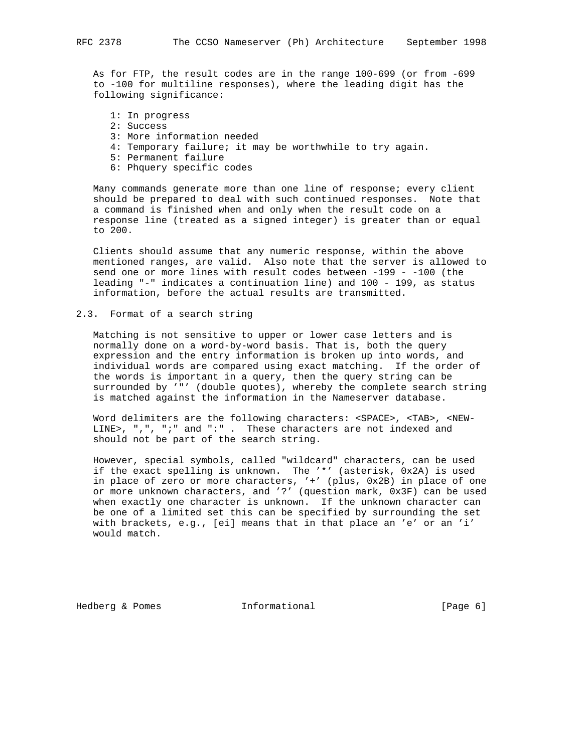As for FTP, the result codes are in the range 100-699 (or from -699 to -100 for multiline responses), where the leading digit has the following significance:

1: In progress
2: Success
3: More information needed
4: Temporary failure; it may be worthwhile to try again.
5: Permanent failure
6: Phquery specific codes

Many commands generate more than one line of response; every client should be prepared to deal with such continued responses. Note that a command is finished when and only when the result code on a response line (treated as a signed integer) is greater than or equal to 200.

Clients should assume that any numeric response, within the above mentioned ranges, are valid. Also note that the server is allowed to send one or more lines with result codes between -199 - -100 (the leading "-" indicates a continuation line) and 100 - 199, as status information, before the actual results are transmitted.

## 2.3. Format of a search string

Matching is not sensitive to upper or lower case letters and is normally done on a word-by-word basis. That is, both the query expression and the entry information is broken up into words, and individual words are compared using exact matching. If the order of the words is important in a query, then the query string can be surrounded by '"' (double quotes), whereby the complete search string is matched against the information in the Nameserver database.

Word delimiters are the following characters: <SPACE>, <TAB>, <NEW-LINE>, ",", ";" and ":" . These characters are not indexed and should not be part of the search string.

However, special symbols, called "wildcard" characters, can be used if the exact spelling is unknown. The '*' (asterisk, 0x2A) is used in place of zero or more characters, '+' (plus, 0x2B) in place of one or more unknown characters, and '?' (question mark, 0x3F) can be used when exactly one character is unknown. If the unknown character can be one of a limited set this can be specified by surrounding the set with brackets, e.g., [ei] means that in that place an 'e' or an 'i' would match.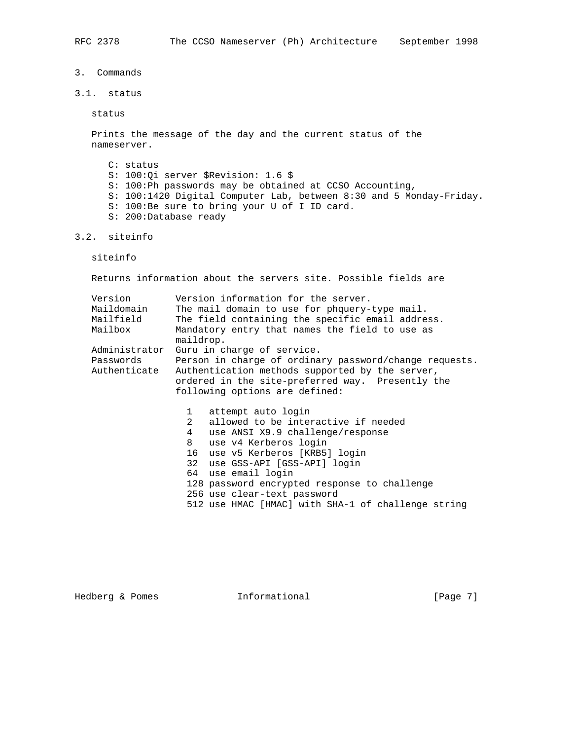## 3. Commands

### 3.1. status

status

Prints the message of the day and the current status of the nameserver.

```
C: status
S: 100:Qi server $Revision: 1.6 $
S: 100:Ph passwords may be obtained at CCSO Accounting,
S: 100:1420 Digital Computer Lab, between 8:30 and 5 Monday-Friday.
S: 100:Be sure to bring your U of I ID card.
S: 200:Database ready
```

### 3.2. siteinfo

siteinfo

Returns information about the servers site. Possible fields are

| | |
|---|---|
| Version | Version information for the server. |
| Maildomain | The mail domain to use for phquery-type mail. |
| Mailfield | The field containing the specific email address. |
| Mailbox | Mandatory entry that names the field to use as maildrop. |
| Administrator | Guru in charge of service. |
| Passwords | Person in charge of ordinary password/change requests. |
| Authenticate | Authentication methods supported by the server, ordered in the site-preferred way. Presently the following options are defined: |

```
1   attempt auto login
2   allowed to be interactive if needed
4   use ANSI X9.9 challenge/response
8   use v4 Kerberos login
16  use v5 Kerberos [KRB5] login
32  use GSS-API [GSS-API] login
64  use email login
128 password encrypted response to challenge
256 use clear-text password
512 use HMAC [HMAC] with SHA-1 of challenge string
```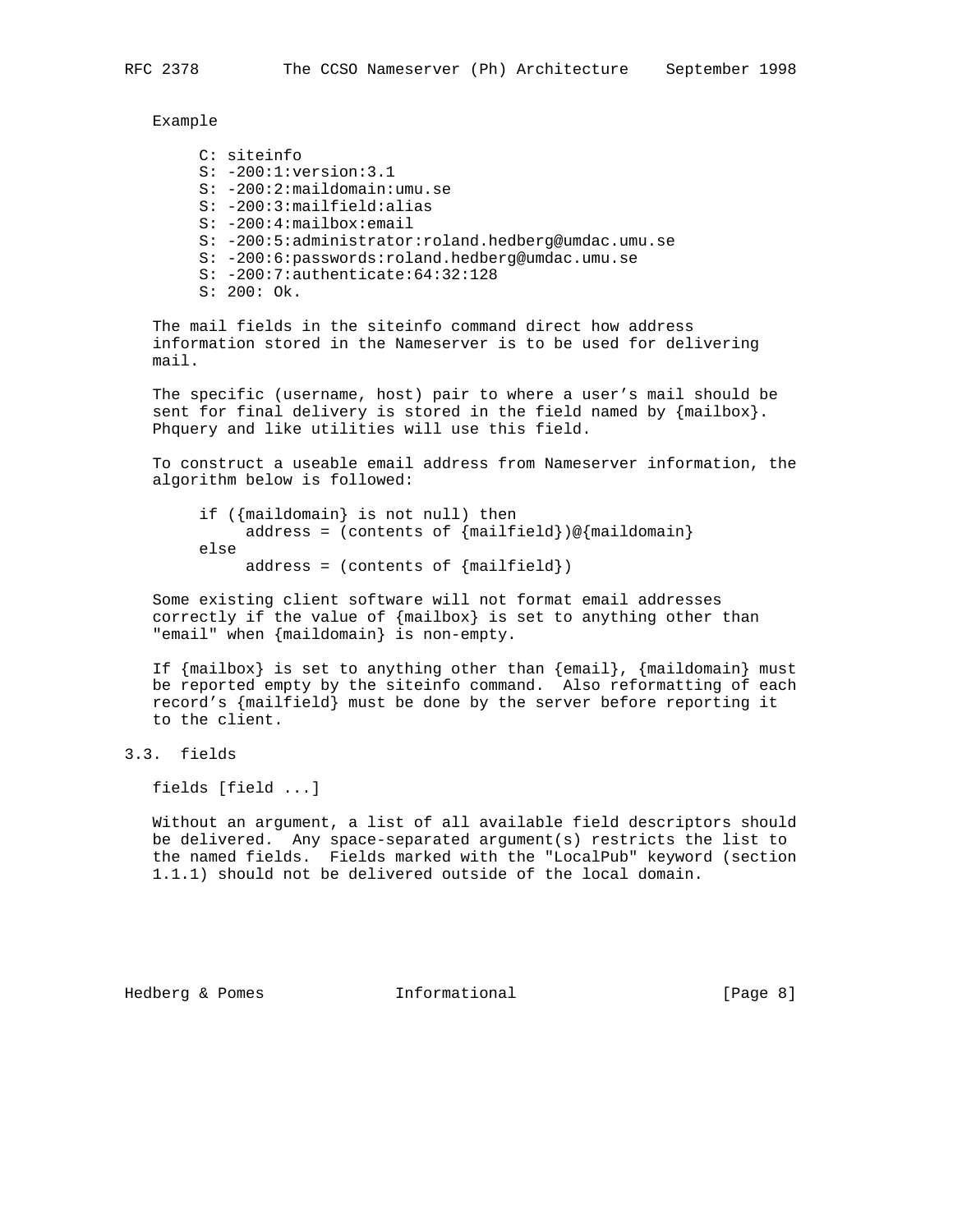Example

```
C: siteinfo
S: -200:1:version:3.1
S: -200:2:maildomain:umu.se
S: -200:3:mailfield:alias
S: -200:4:mailbox:email
S: -200:5:administrator:roland.hedberg@umdac.umu.se
S: -200:6:passwords:roland.hedberg@umdac.umu.se
S: -200:7:authenticate:64:32:128
S: 200: Ok.
```

The mail fields in the siteinfo command direct how address information stored in the Nameserver is to be used for delivering mail.

The specific (username, host) pair to where a user's mail should be sent for final delivery is stored in the field named by {mailbox}. Phquery and like utilities will use this field.

To construct a useable email address from Nameserver information, the algorithm below is followed:

```
if ({maildomain} is not null) then
     address = (contents of {mailfield})@{maildomain}
else
     address = (contents of {mailfield})
```

Some existing client software will not format email addresses correctly if the value of {mailbox} is set to anything other than "email" when {maildomain} is non-empty.

If {mailbox} is set to anything other than {email}, {maildomain} must be reported empty by the siteinfo command. Also reformatting of each record's {mailfield} must be done by the server before reporting it to the client.

## 3.3. fields

fields [field ...]

Without an argument, a list of all available field descriptors should be delivered. Any space-separated argument(s) restricts the list to the named fields. Fields marked with the "LocalPub" keyword (section 1.1.1) should not be delivered outside of the local domain.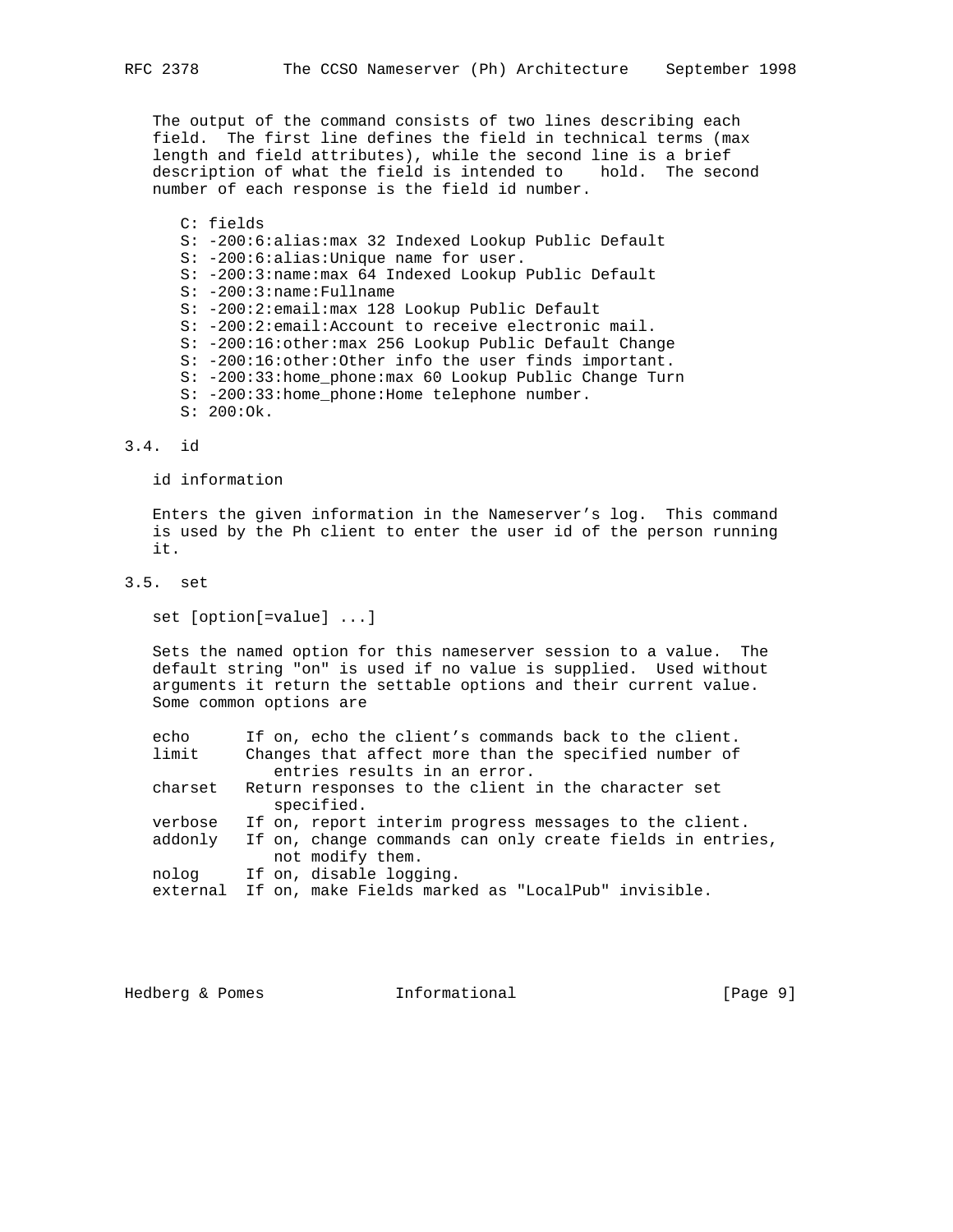The output of the command consists of two lines describing each field. The first line defines the field in technical terms (max length and field attributes), while the second line is a brief description of what the field is intended to hold. The second number of each response is the field id number.

```
C: fields
S: -200:6:alias:max 32 Indexed Lookup Public Default
S: -200:6:alias:Unique name for user.
S: -200:3:name:max 64 Indexed Lookup Public Default
S: -200:3:name:Fullname
S: -200:2:email:max 128 Lookup Public Default
S: -200:2:email:Account to receive electronic mail.
S: -200:16:other:max 256 Lookup Public Default Change
S: -200:16:other:Other info the user finds important.
S: -200:33:home_phone:max 60 Lookup Public Change Turn
S: -200:33:home_phone:Home telephone number.
S: 200:Ok.
```

## 3.4. id

id information

Enters the given information in the Nameserver's log. This command is used by the Ph client to enter the user id of the person running it.

## 3.5. set

set [option[=value] ...]

Sets the named option for this nameserver session to a value. The default string "on" is used if no value is supplied. Used without arguments it return the settable options and their current value. Some common options are

| | |
|---|---|
| echo | If on, echo the client's commands back to the client. |
| limit | Changes that affect more than the specified number of entries results in an error. |
| charset | Return responses to the client in the character set specified. |
| verbose | If on, report interim progress messages to the client. |
| addonly | If on, change commands can only create fields in entries, not modify them. |
| nolog | If on, disable logging. |
| external | If on, make Fields marked as "LocalPub" invisible. |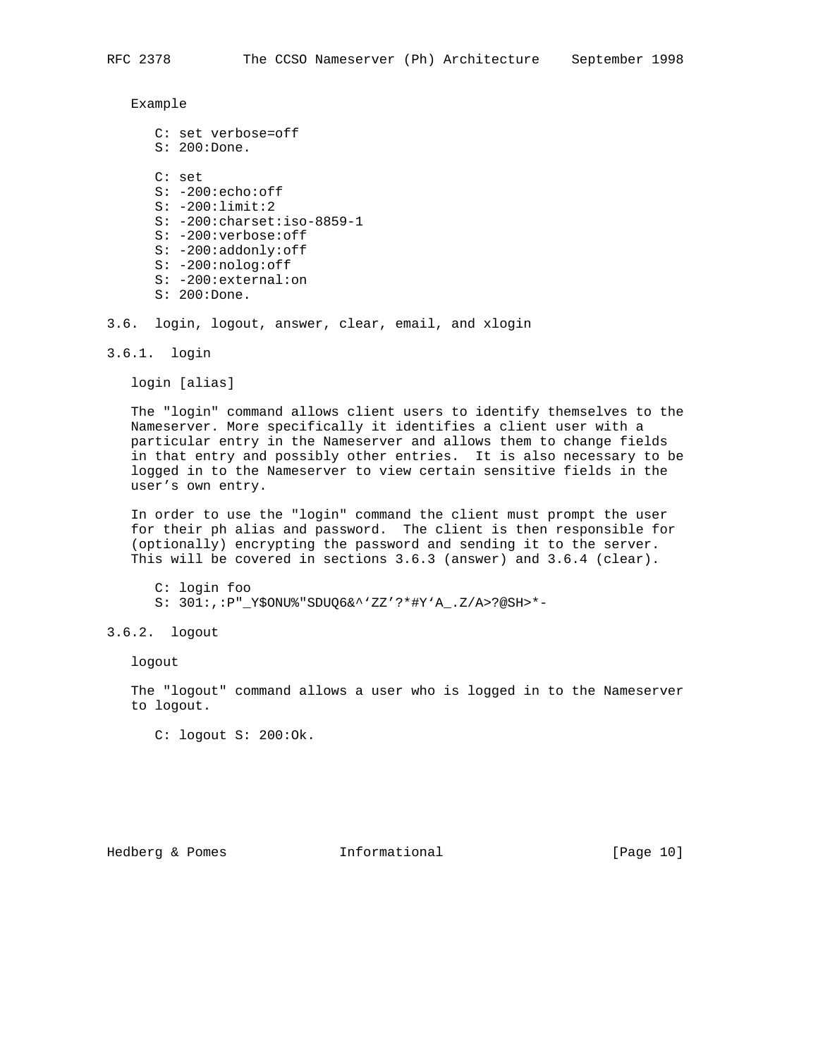Example

```
C: set verbose=off
S: 200:Done.

C: set
S: -200:echo:off
S: -200:limit:2
S: -200:charset:iso-8859-1
S: -200:verbose:off
S: -200:addonly:off
S: -200:nolog:off
S: -200:external:on
S: 200:Done.
```

### 3.6. login, logout, answer, clear, email, and xlogin

#### 3.6.1. login

login [alias]

The "login" command allows client users to identify themselves to the Nameserver. More specifically it identifies a client user with a particular entry in the Nameserver and allows them to change fields in that entry and possibly other entries. It is also necessary to be logged in to the Nameserver to view certain sensitive fields in the user's own entry.

In order to use the "login" command the client must prompt the user for their ph alias and password. The client is then responsible for (optionally) encrypting the password and sending it to the server. This will be covered in sections 3.6.3 (answer) and 3.6.4 (clear).

```
C: login foo
S: 301:,:P"_Y$ONU%"SDUQ6&^‘ZZ’?*#Y‘A_.Z/A>?@SH>*-
```

#### 3.6.2. logout

logout

The "logout" command allows a user who is logged in to the Nameserver to logout.

```
C: logout S: 200:Ok.
```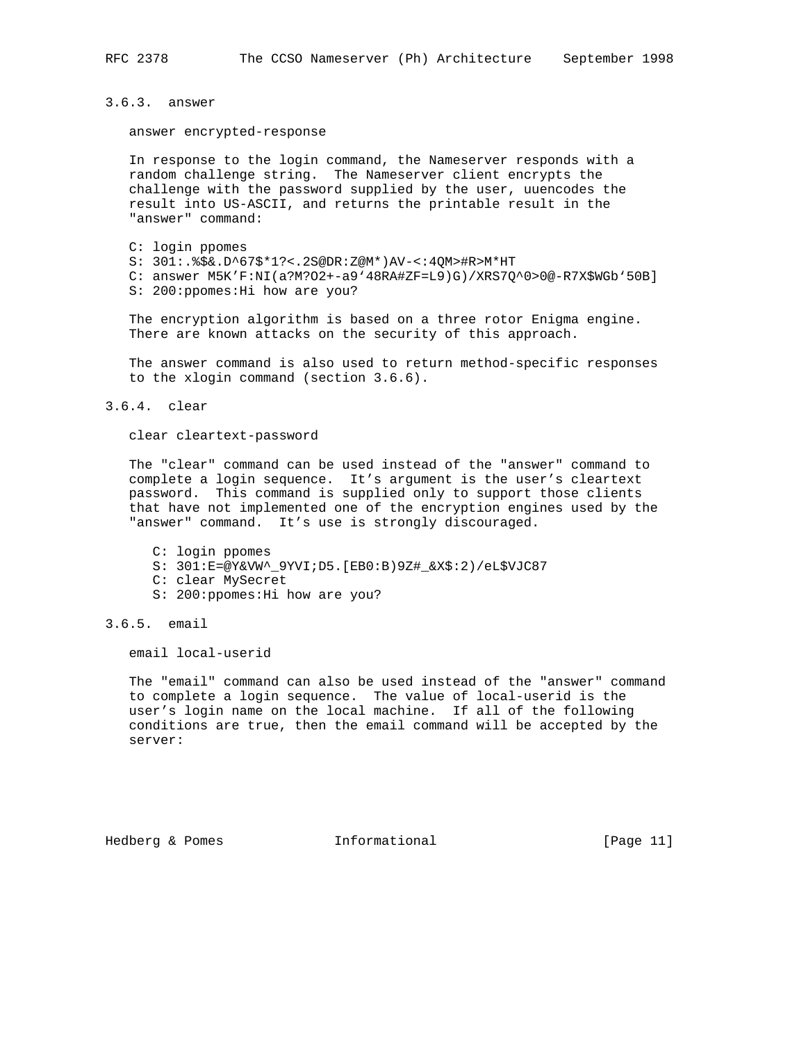### 3.6.3. answer

answer encrypted-response

In response to the login command, the Nameserver responds with a random challenge string. The Nameserver client encrypts the challenge with the password supplied by the user, uuencodes the result into US-ASCII, and returns the printable result in the "answer" command:

```
C: login ppomes
S: 301:.%$&.D^67$*1?<.2S@DR:Z@M*)AV-<:4QM>#R>M*HT
C: answer M5K'F:NI(a?M?O2+-a9'48RA#ZF=L9)G)/XRS7Q^0>0@-R7X$WGb'50B]
S: 200:ppomes:Hi how are you?
```

The encryption algorithm is based on a three rotor Enigma engine. There are known attacks on the security of this approach.

The answer command is also used to return method-specific responses to the xlogin command (section 3.6.6).

### 3.6.4. clear

clear cleartext-password

The "clear" command can be used instead of the "answer" command to complete a login sequence. It's argument is the user's cleartext password. This command is supplied only to support those clients that have not implemented one of the encryption engines used by the "answer" command. It's use is strongly discouraged.

```
C: login ppomes
S: 301:E=@Y&VW^_9YVI;D5.[EB0:B)9Z#_&X$:2)/eL$VJC87
C: clear MySecret
S: 200:ppomes:Hi how are you?
```

### 3.6.5. email

email local-userid

The "email" command can also be used instead of the "answer" command to complete a login sequence. The value of local-userid is the user's login name on the local machine. If all of the following conditions are true, then the email command will be accepted by the server: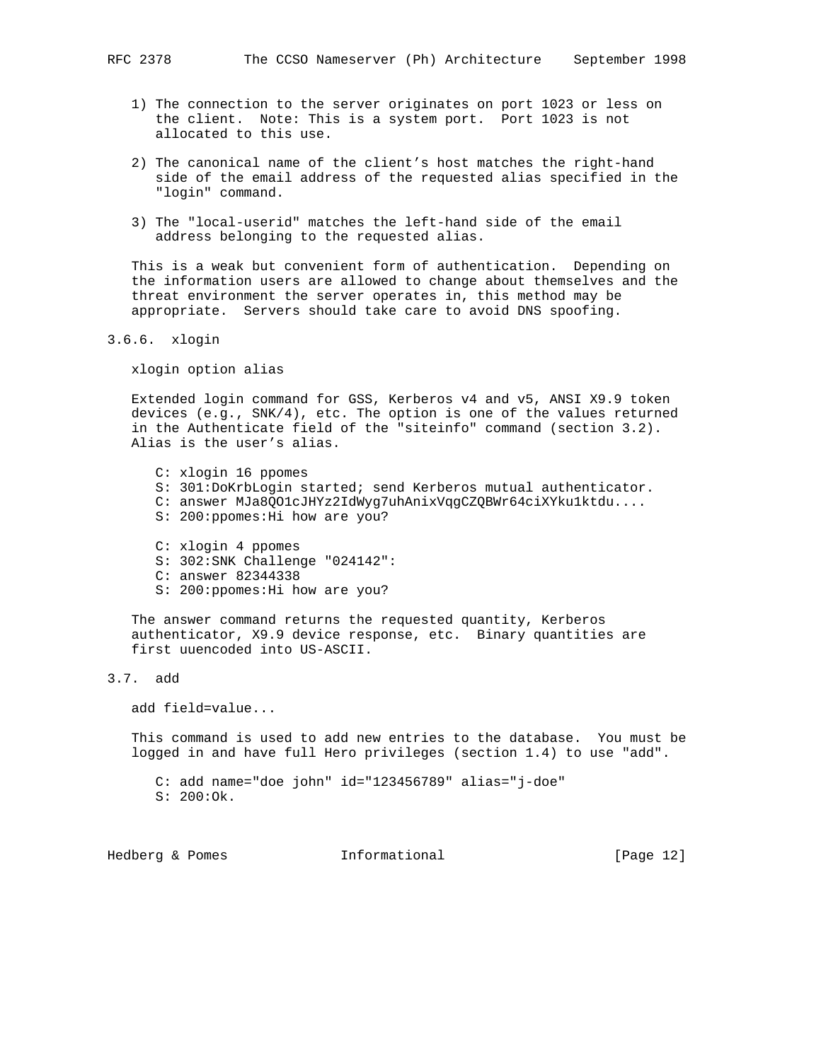1) The connection to the server originates on port 1023 or less on the client. Note: This is a system port. Port 1023 is not allocated to this use.

2) The canonical name of the client's host matches the right-hand side of the email address of the requested alias specified in the "login" command.

3) The "local-userid" matches the left-hand side of the email address belonging to the requested alias.

This is a weak but convenient form of authentication. Depending on the information users are allowed to change about themselves and the threat environment the server operates in, this method may be appropriate. Servers should take care to avoid DNS spoofing.

### 3.6.6. xlogin

xlogin option alias

Extended login command for GSS, Kerberos v4 and v5, ANSI X9.9 token devices (e.g., SNK/4), etc. The option is one of the values returned in the Authenticate field of the "siteinfo" command (section 3.2). Alias is the user's alias.

```
C: xlogin 16 ppomes
S: 301:DoKrbLogin started; send Kerberos mutual authenticator.
C: answer MJa8QO1cJHYz2IdWyg7uhAnixVqgCZQBWr64ciXYku1ktdu....
S: 200:ppomes:Hi how are you?

C: xlogin 4 ppomes
S: 302:SNK Challenge "024142":
C: answer 82344338
S: 200:ppomes:Hi how are you?
```

The answer command returns the requested quantity, Kerberos authenticator, X9.9 device response, etc. Binary quantities are first uuencoded into US-ASCII.

## 3.7. add

add field=value...

This command is used to add new entries to the database. You must be logged in and have full Hero privileges (section 1.4) to use "add".

```
C: add name="doe john" id="123456789" alias="j-doe"
S: 200:Ok.
```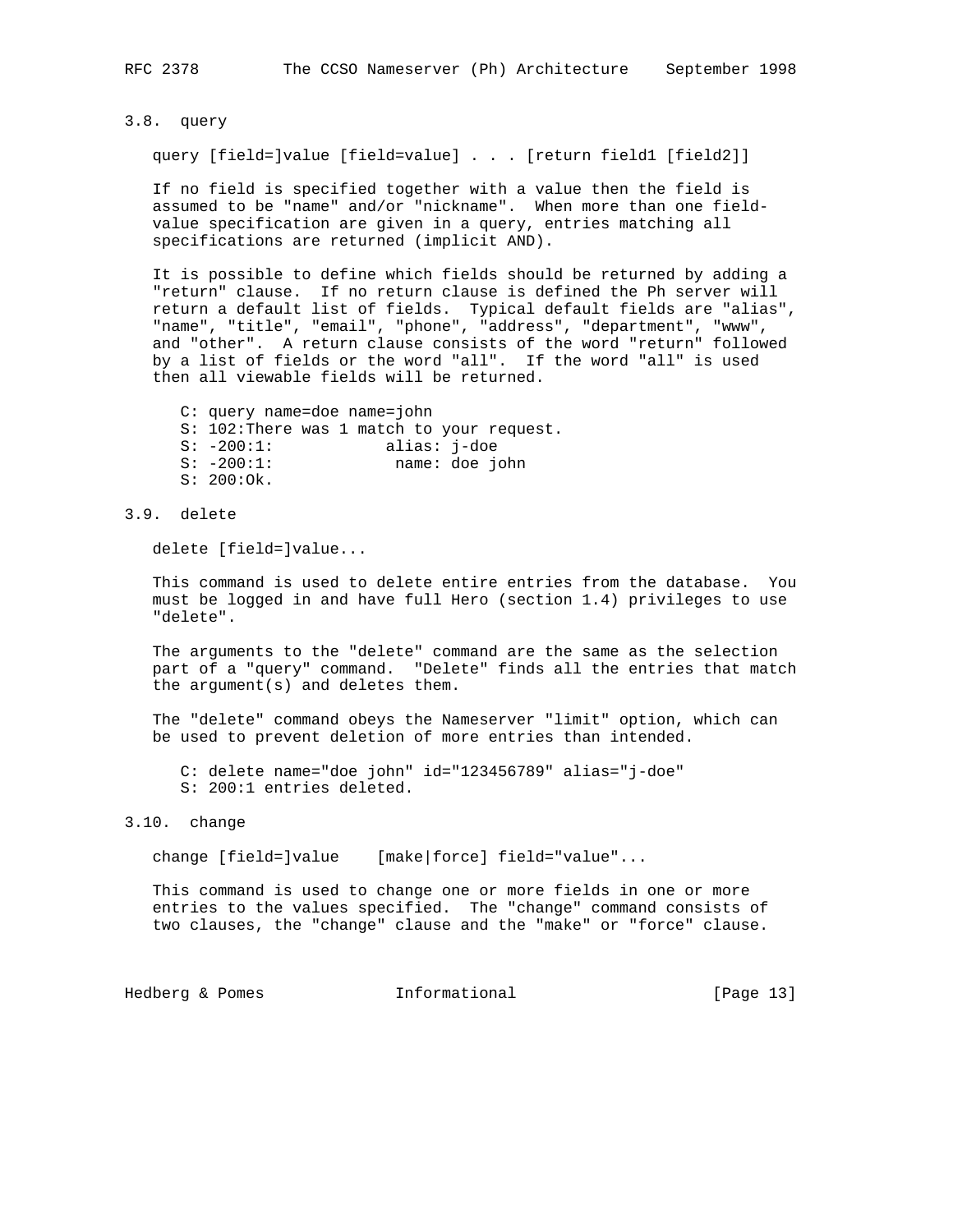### 3.8. query

```
query [field=]value [field=value] . . . [return field1 [field2]]
```

If no field is specified together with a value then the field is assumed to be "name" and/or "nickname". When more than one field-value specification are given in a query, entries matching all specifications are returned (implicit AND).

It is possible to define which fields should be returned by adding a "return" clause. If no return clause is defined the Ph server will return a default list of fields. Typical default fields are "alias", "name", "title", "email", "phone", "address", "department", "www", and "other". A return clause consists of the word "return" followed by a list of fields or the word "all". If the word "all" is used then all viewable fields will be returned.

```
C: query name=doe name=john
S: 102:There was 1 match to your request.
S: -200:1:            alias: j-doe
S: -200:1:             name: doe john
S: 200:Ok.
```

### 3.9. delete

```
delete [field=]value...
```

This command is used to delete entire entries from the database. You must be logged in and have full Hero (section 1.4) privileges to use "delete".

The arguments to the "delete" command are the same as the selection part of a "query" command. "Delete" finds all the entries that match the argument(s) and deletes them.

The "delete" command obeys the Nameserver "limit" option, which can be used to prevent deletion of more entries than intended.

```
C: delete name="doe john" id="123456789" alias="j-doe"
S: 200:1 entries deleted.
```

### 3.10. change

```
change [field=]value    [make|force] field="value"...
```

This command is used to change one or more fields in one or more entries to the values specified. The "change" command consists of two clauses, the "change" clause and the "make" or "force" clause.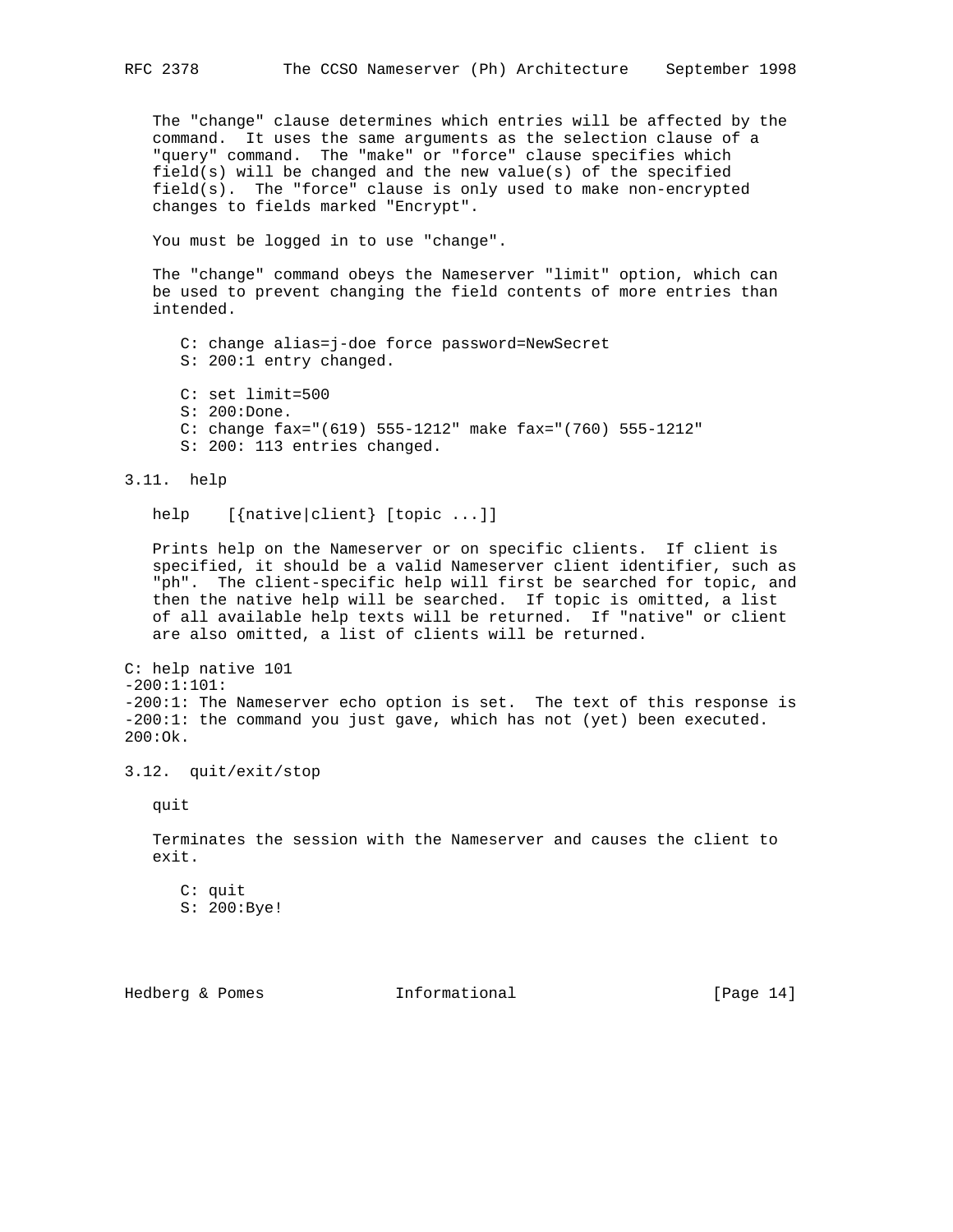The "change" clause determines which entries will be affected by the command. It uses the same arguments as the selection clause of a "query" command. The "make" or "force" clause specifies which field(s) will be changed and the new value(s) of the specified field(s). The "force" clause is only used to make non-encrypted changes to fields marked "Encrypt".

You must be logged in to use "change".

The "change" command obeys the Nameserver "limit" option, which can be used to prevent changing the field contents of more entries than intended.

```
C: change alias=j-doe force password=NewSecret
S: 200:1 entry changed.

C: set limit=500
S: 200:Done.
C: change fax="(619) 555-1212" make fax="(760) 555-1212"
S: 200: 113 entries changed.
```

### 3.11. help

```
help    [{native|client} [topic ...]]
```

Prints help on the Nameserver or on specific clients. If client is specified, it should be a valid Nameserver client identifier, such as "ph". The client-specific help will first be searched for topic, and then the native help will be searched. If topic is omitted, a list of all available help texts will be returned. If "native" or client are also omitted, a list of clients will be returned.

```
C: help native 101
-200:1:101:
-200:1: The Nameserver echo option is set.  The text of this response is
-200:1: the command you just gave, which has not (yet) been executed.
200:Ok.
```

### 3.12. quit/exit/stop

```
quit
```

Terminates the session with the Nameserver and causes the client to exit.

```
C: quit
S: 200:Bye!
```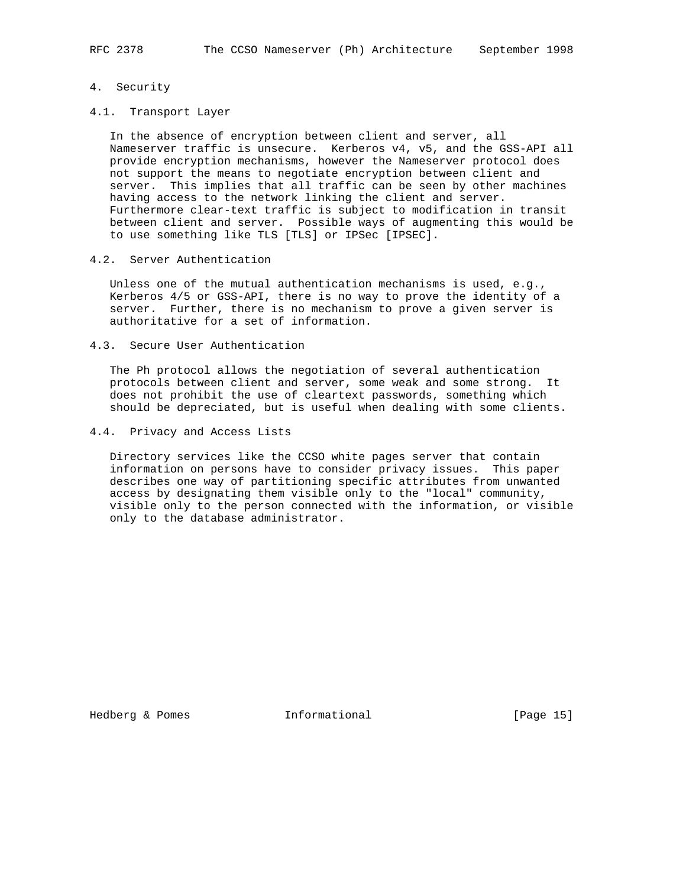# 4. Security

## 4.1. Transport Layer

In the absence of encryption between client and server, all Nameserver traffic is unsecure. Kerberos v4, v5, and the GSS-API all provide encryption mechanisms, however the Nameserver protocol does not support the means to negotiate encryption between client and server. This implies that all traffic can be seen by other machines having access to the network linking the client and server. Furthermore clear-text traffic is subject to modification in transit between client and server. Possible ways of augmenting this would be to use something like TLS [TLS] or IPSec [IPSEC].

## 4.2. Server Authentication

Unless one of the mutual authentication mechanisms is used, e.g., Kerberos 4/5 or GSS-API, there is no way to prove the identity of a server. Further, there is no mechanism to prove a given server is authoritative for a set of information.

## 4.3. Secure User Authentication

The Ph protocol allows the negotiation of several authentication protocols between client and server, some weak and some strong. It does not prohibit the use of cleartext passwords, something which should be depreciated, but is useful when dealing with some clients.

## 4.4. Privacy and Access Lists

Directory services like the CCSO white pages server that contain information on persons have to consider privacy issues. This paper describes one way of partitioning specific attributes from unwanted access by designating them visible only to the "local" community, visible only to the person connected with the information, or visible only to the database administrator.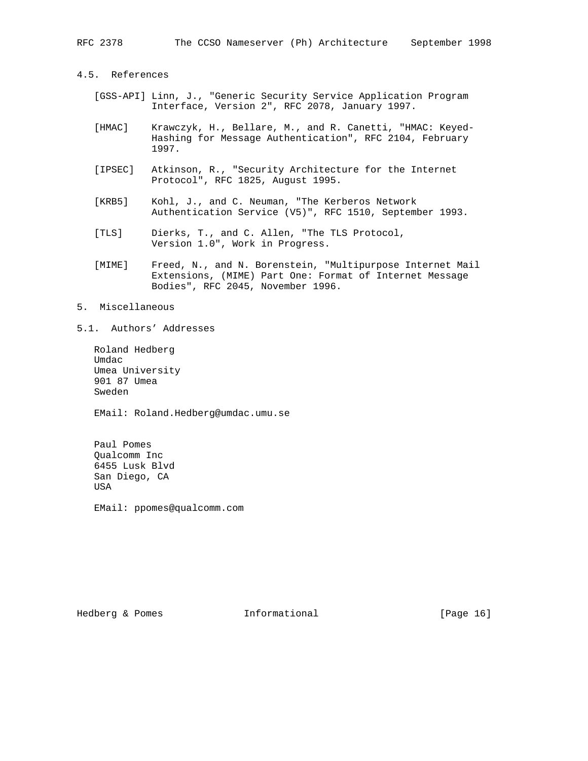### 4.5. References

[GSS-API] Linn, J., "Generic Security Service Application Program Interface, Version 2", RFC 2078, January 1997.

[HMAC] Krawczyk, H., Bellare, M., and R. Canetti, "HMAC: Keyed-Hashing for Message Authentication", RFC 2104, February 1997.

[IPSEC] Atkinson, R., "Security Architecture for the Internet Protocol", RFC 1825, August 1995.

[KRB5] Kohl, J., and C. Neuman, "The Kerberos Network Authentication Service (V5)", RFC 1510, September 1993.

[TLS] Dierks, T., and C. Allen, "The TLS Protocol, Version 1.0", Work in Progress.

[MIME] Freed, N., and N. Borenstein, "Multipurpose Internet Mail Extensions, (MIME) Part One: Format of Internet Message Bodies", RFC 2045, November 1996.

## 5. Miscellaneous

### 5.1. Authors' Addresses

Roland Hedberg
Umdac
Umea University
901 87 Umea
Sweden

EMail: Roland.Hedberg@umdac.umu.se

Paul Pomes
Qualcomm Inc
6455 Lusk Blvd
San Diego, CA
USA

EMail: ppomes@qualcomm.com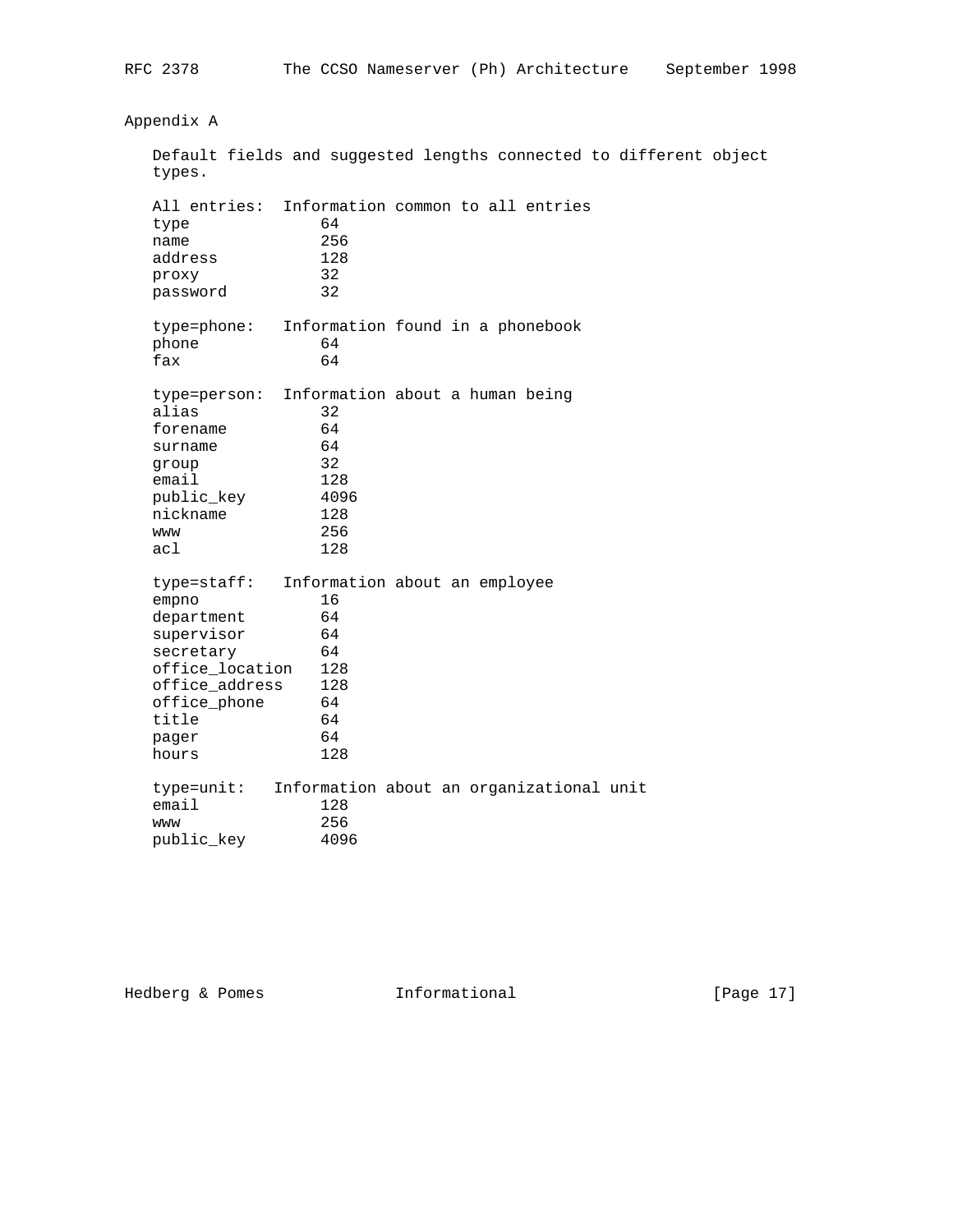## Appendix A

Default fields and suggested lengths connected to different object types.

All entries: Information common to all entries

| | |
|---|---|
| type | 64 |
| name | 256 |
| address | 128 |
| proxy | 32 |
| password | 32 |

type=phone: Information found in a phonebook

| | |
|---|---|
| phone | 64 |
| fax | 64 |

type=person: Information about a human being

| | |
|---|---|
| alias | 32 |
| forename | 64 |
| surname | 64 |
| group | 32 |
| email | 128 |
| public_key | 4096 |
| nickname | 128 |
| www | 256 |
| acl | 128 |

type=staff: Information about an employee

| | |
|---|---|
| empno | 16 |
| department | 64 |
| supervisor | 64 |
| secretary | 64 |
| office_location | 128 |
| office_address | 128 |
| office_phone | 64 |
| title | 64 |
| pager | 64 |
| hours | 128 |

type=unit: Information about an organizational unit

| | |
|---|---|
| email | 128 |
| www | 256 |
| public_key | 4096 |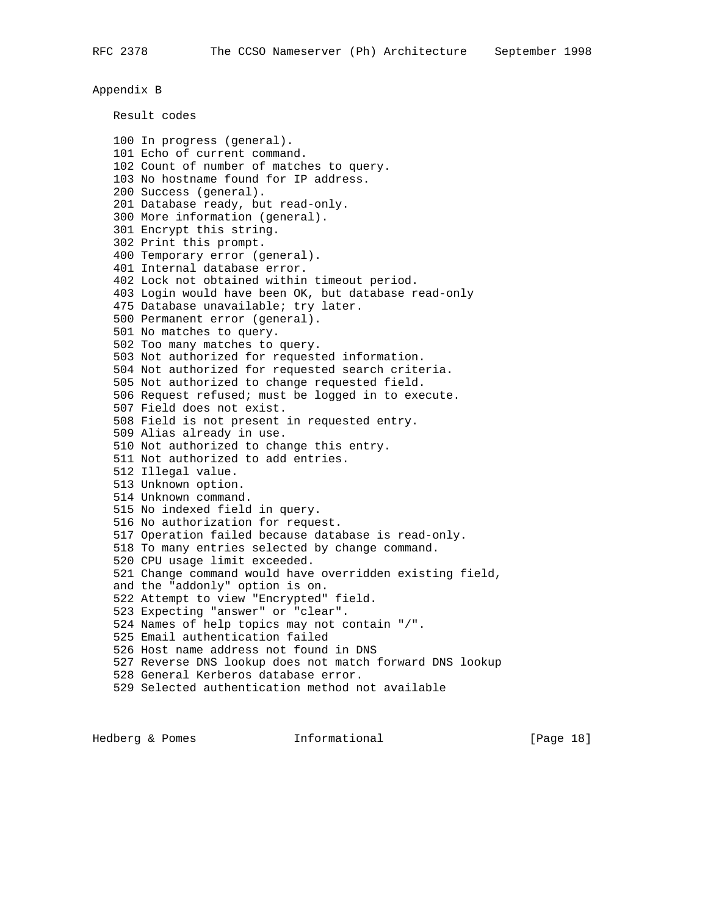## Appendix B

Result codes

100 In progress (general).
101 Echo of current command.
102 Count of number of matches to query.
103 No hostname found for IP address.
200 Success (general).
201 Database ready, but read-only.
300 More information (general).
301 Encrypt this string.
302 Print this prompt.
400 Temporary error (general).
401 Internal database error.
402 Lock not obtained within timeout period.
403 Login would have been OK, but database read-only
475 Database unavailable; try later.
500 Permanent error (general).
501 No matches to query.
502 Too many matches to query.
503 Not authorized for requested information.
504 Not authorized for requested search criteria.
505 Not authorized to change requested field.
506 Request refused; must be logged in to execute.
507 Field does not exist.
508 Field is not present in requested entry.
509 Alias already in use.
510 Not authorized to change this entry.
511 Not authorized to add entries.
512 Illegal value.
513 Unknown option.
514 Unknown command.
515 No indexed field in query.
516 No authorization for request.
517 Operation failed because database is read-only.
518 To many entries selected by change command.
520 CPU usage limit exceeded.
521 Change command would have overridden existing field,
and the "addonly" option is on.
522 Attempt to view "Encrypted" field.
523 Expecting "answer" or "clear".
524 Names of help topics may not contain "/".
525 Email authentication failed
526 Host name address not found in DNS
527 Reverse DNS lookup does not match forward DNS lookup
528 General Kerberos database error.
529 Selected authentication method not available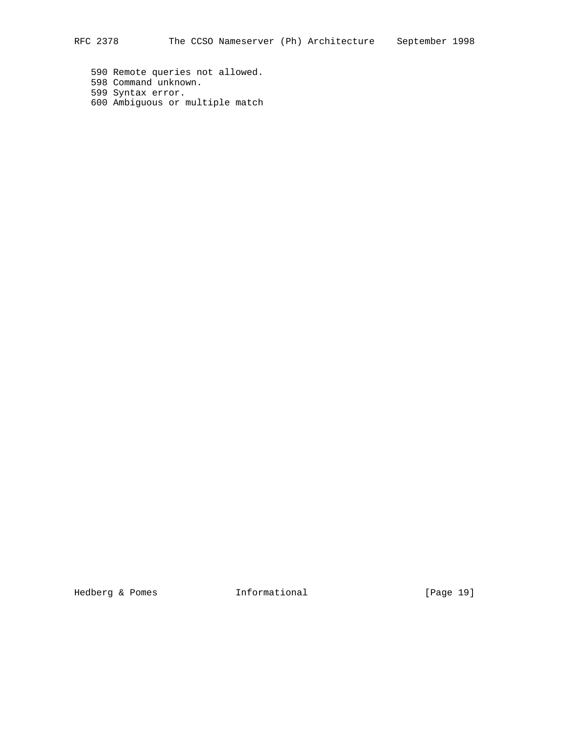590 Remote queries not allowed.
598 Command unknown.
599 Syntax error.
600 Ambiguous or multiple match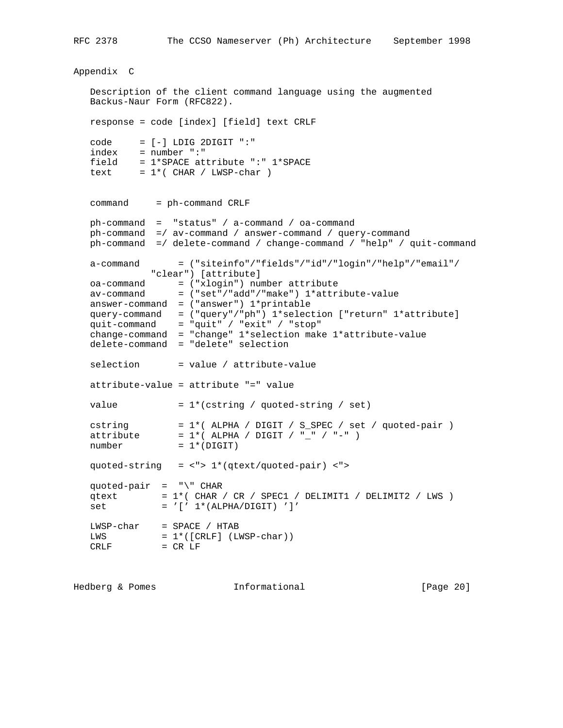## Appendix C

Description of the client command language using the augmented Backus-Naur Form (RFC822).

```
response = code [index] [field] text CRLF

code     = [-] LDIG 2DIGIT ":"
index    = number ":"
field    = 1*SPACE attribute ":" 1*SPACE
text     = 1*( CHAR / LWSP-char )


command     = ph-command CRLF

ph-command  =  "status" / a-command / oa-command
ph-command  =/ av-command / answer-command / query-command
ph-command  =/ delete-command / change-command / "help" / quit-command

a-command       = ("siteinfo"/"fields"/"id"/"login"/"help"/"email"/
           "clear") [attribute]
oa-command      = ("xlogin") number attribute
av-command      = ("set"/"add"/"make") 1*attribute-value
answer-command  = ("answer") 1*printable
query-command   = ("query"/"ph") 1*selection ["return" 1*attribute]
quit-command    = "quit" / "exit" / "stop"
change-command  = "change" 1*selection make 1*attribute-value
delete-command  = "delete" selection

selection       = value / attribute-value

attribute-value = attribute "=" value

value           = 1*(cstring / quoted-string / set)

cstring         = 1*( ALPHA / DIGIT / S_SPEC / set / quoted-pair )
attribute       = 1*( ALPHA / DIGIT / "_" / "-" )
number          = 1*(DIGIT)

quoted-string   = <"> 1*(qtext/quoted-pair) <">

quoted-pair  =  "\" CHAR
qtext        = 1*( CHAR / CR / SPEC1 / DELIMIT1 / DELIMIT2 / LWS )
set          = '[' 1*(ALPHA/DIGIT) ']'

LWSP-char    = SPACE / HTAB
LWS          = 1*([CRLF] (LWSP-char))
CRLF         = CR LF
```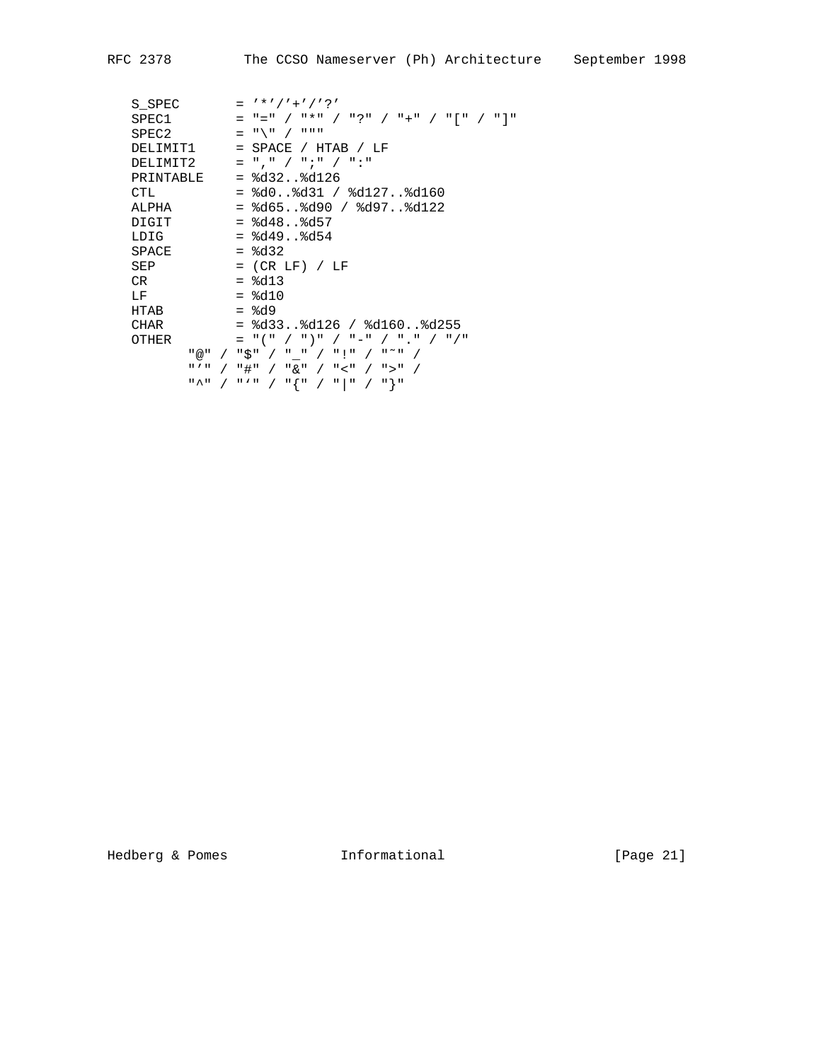```
S_SPEC       = '*'/'+'/'?'
SPEC1        = "=" / "*" / "?" / "+" / "[" / "]"
SPEC2        = "\" / """
DELIMIT1     = SPACE / HTAB / LF
DELIMIT2     = "," / ";" / ":"
PRINTABLE    = %d32..%d126
CTL          = %d0..%d31 / %d127..%d160
ALPHA        = %d65..%d90 / %d97..%d122
DIGIT        = %d48..%d57
LDIG         = %d49..%d54
SPACE        = %d32
SEP          = (CR LF) / LF
CR           = %d13
LF           = %d10
HTAB         = %d9
CHAR         = %d33..%d126 / %d160..%d255
OTHER        = "(" / ")" / "-" / "." / "/"
       "@" / "$" / "_" / "!" / "~" /
       "'" / "#" / "&" / "<" / ">" /
       "^" / "'" / "{" / "|" / "}"
```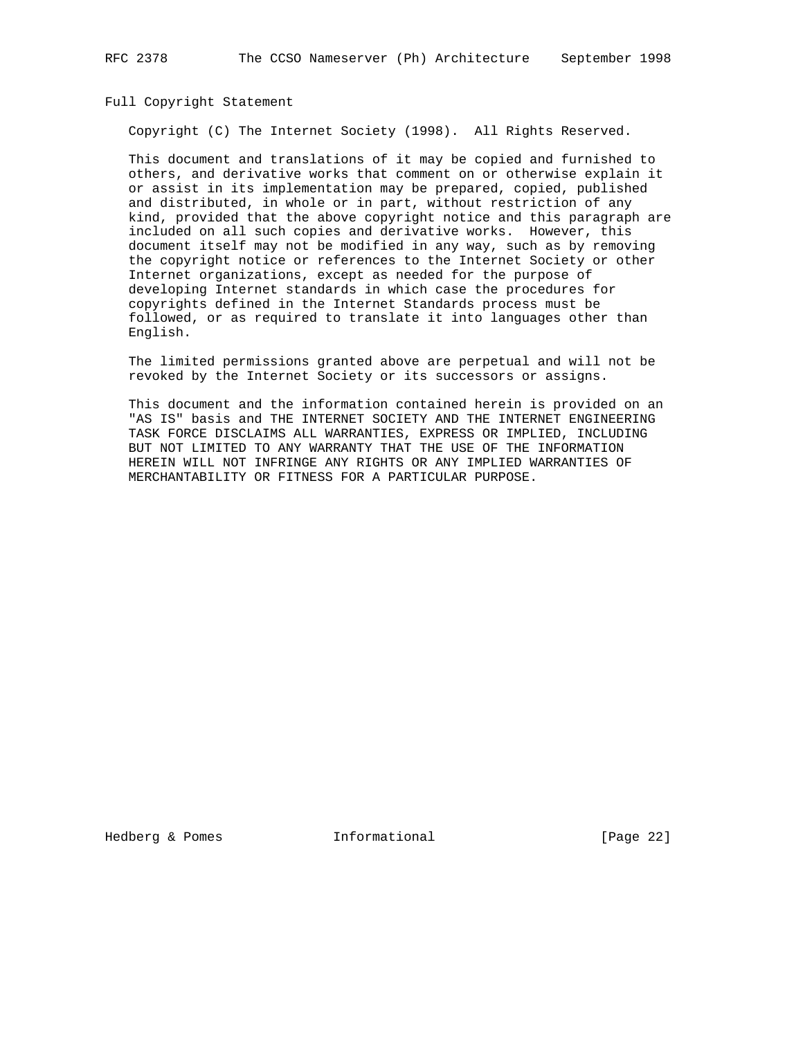## Full Copyright Statement

Copyright (C) The Internet Society (1998). All Rights Reserved.

This document and translations of it may be copied and furnished to others, and derivative works that comment on or otherwise explain it or assist in its implementation may be prepared, copied, published and distributed, in whole or in part, without restriction of any kind, provided that the above copyright notice and this paragraph are included on all such copies and derivative works. However, this document itself may not be modified in any way, such as by removing the copyright notice or references to the Internet Society or other Internet organizations, except as needed for the purpose of developing Internet standards in which case the procedures for copyrights defined in the Internet Standards process must be followed, or as required to translate it into languages other than English.

The limited permissions granted above are perpetual and will not be revoked by the Internet Society or its successors or assigns.

This document and the information contained herein is provided on an "AS IS" basis and THE INTERNET SOCIETY AND THE INTERNET ENGINEERING TASK FORCE DISCLAIMS ALL WARRANTIES, EXPRESS OR IMPLIED, INCLUDING BUT NOT LIMITED TO ANY WARRANTY THAT THE USE OF THE INFORMATION HEREIN WILL NOT INFRINGE ANY RIGHTS OR ANY IMPLIED WARRANTIES OF MERCHANTABILITY OR FITNESS FOR A PARTICULAR PURPOSE.